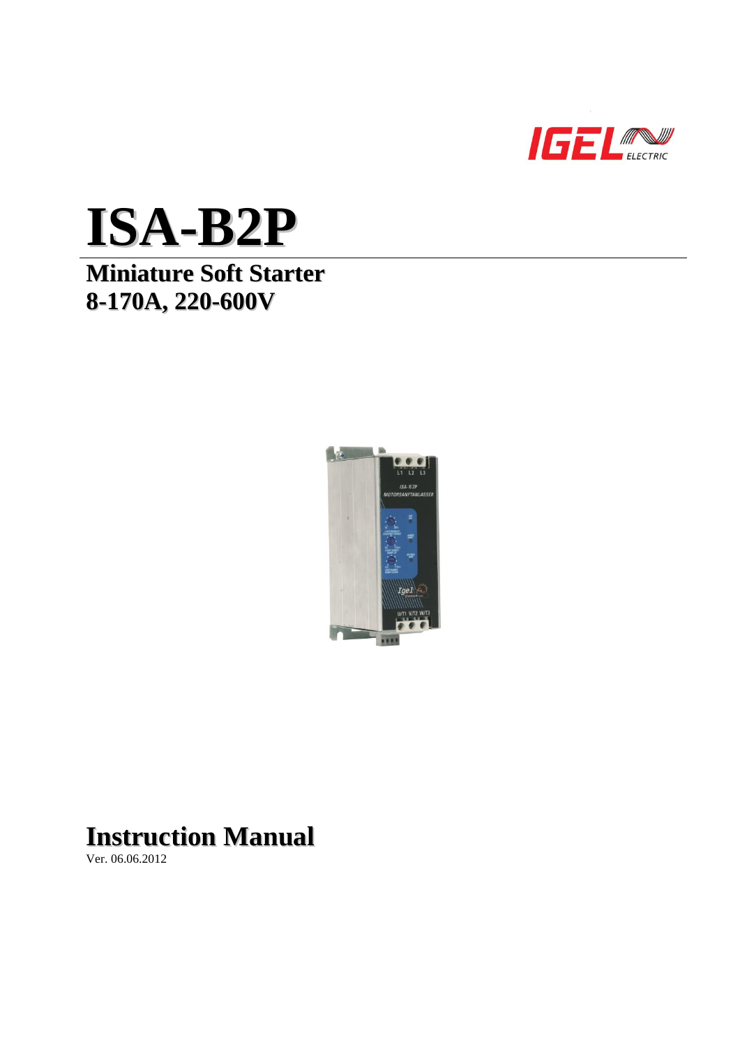IGEL ELECTRIC

# ISA-B2P

## Miniature Soft Starter
## 8-170A, 220-600V

# Instruction Manual

Ver. 06.06.2012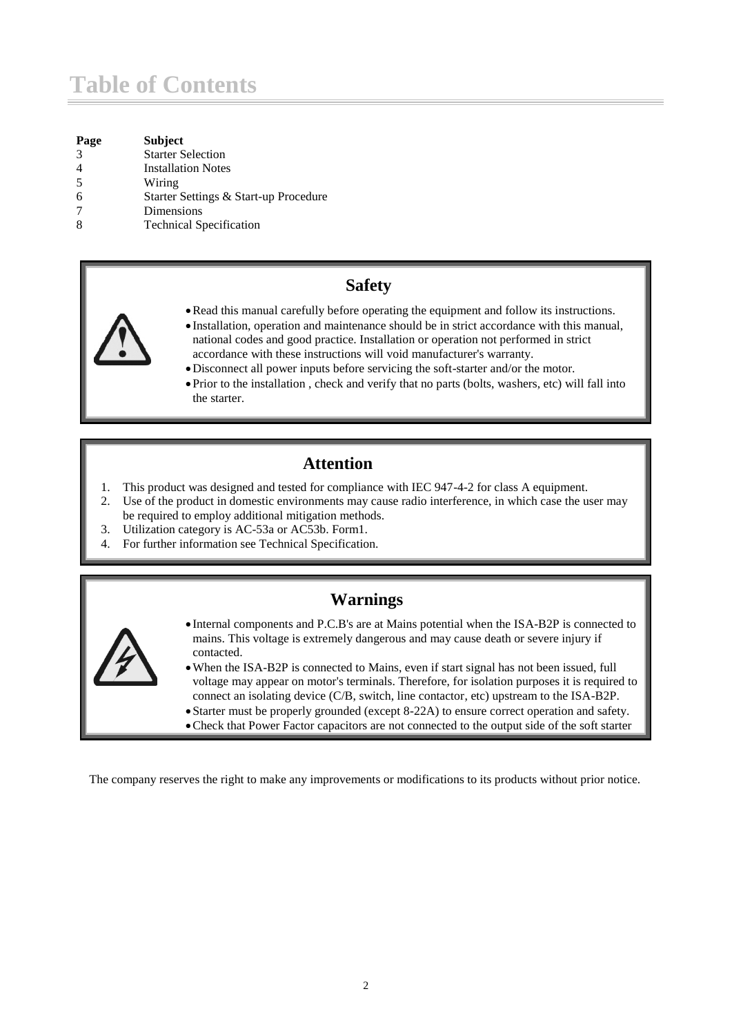# Table of Contents

| Page | Subject |
|---|---|
| 3 | Starter Selection |
| 4 | Installation Notes |
| 5 | Wiring |
| 6 | Starter Settings & Start-up Procedure |
| 7 | Dimensions |
| 8 | Technical Specification |

## Safety

- Read this manual carefully before operating the equipment and follow its instructions.
- Installation, operation and maintenance should be in strict accordance with this manual, national codes and good practice. Installation or operation not performed in strict accordance with these instructions will void manufacturer's warranty.
- Disconnect all power inputs before servicing the soft-starter and/or the motor.
- Prior to the installation , check and verify that no parts (bolts, washers, etc) will fall into the starter.

## Attention

1. This product was designed and tested for compliance with IEC 947-4-2 for class A equipment.
2. Use of the product in domestic environments may cause radio interference, in which case the user may be required to employ additional mitigation methods.
3. Utilization category is AC-53a or AC53b. Form1.
4. For further information see Technical Specification.

## Warnings

- Internal components and P.C.B's are at Mains potential when the ISA-B2P is connected to mains. This voltage is extremely dangerous and may cause death or severe injury if contacted.
- When the ISA-B2P is connected to Mains, even if start signal has not been issued, full voltage may appear on motor's terminals. Therefore, for isolation purposes it is required to connect an isolating device (C/B, switch, line contactor, etc) upstream to the ISA-B2P.
- Starter must be properly grounded (except 8-22A) to ensure correct operation and safety.
- Check that Power Factor capacitors are not connected to the output side of the soft starter

The company reserves the right to make any improvements or modifications to its products without prior notice.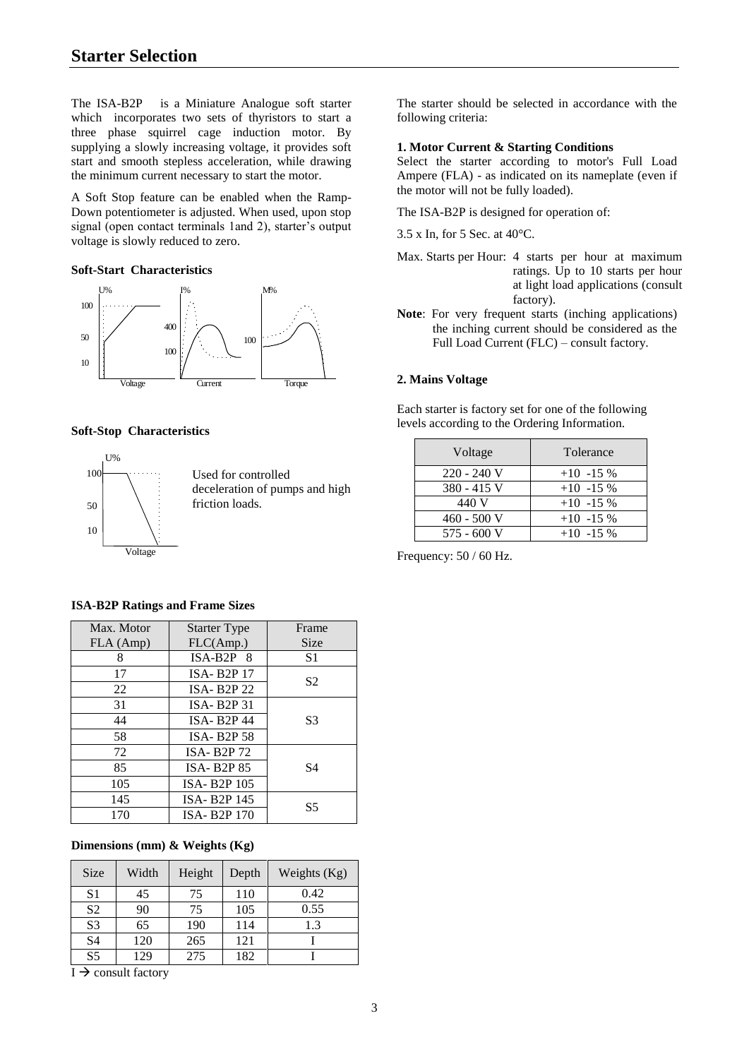# Starter Selection

The ISA-B2P is a Miniature Analogue soft starter which incorporates two sets of thyristors to start a three phase squirrel cage induction motor. By supplying a slowly increasing voltage, it provides soft start and smooth stepless acceleration, while drawing the minimum current necessary to start the motor.

A Soft Stop feature can be enabled when the Ramp-Down potentiometer is adjusted. When used, upon stop signal (open contact terminals 1and 2), starter's output voltage is slowly reduced to zero.

**Soft-Start Characteristics**

**Soft-Stop Characteristics**

Used for controlled deceleration of pumps and high friction loads.

**ISA-B2P Ratings and Frame Sizes**

| Max. Motor FLA (Amp) | Starter Type FLC(Amp.) | Frame Size |
|---|---|---|
| 8 | ISA-B2P 8 | S1 |
| 17 | ISA- B2P 17 | S2 |
| 22 | ISA- B2P 22 | |
| 31 | ISA- B2P 31 | S3 |
| 44 | ISA- B2P 44 | |
| 58 | ISA- B2P 58 | |
| 72 | ISA- B2P 72 | S4 |
| 85 | ISA- B2P 85 | |
| 105 | ISA- B2P 105 | |
| 145 | ISA- B2P 145 | S5 |
| 170 | ISA- B2P 170 | |

**Dimensions (mm) & Weights (Kg)**

| Size | Width | Height | Depth | Weights (Kg) |
|---|---|---|---|---|
| S1 | 45 | 75 | 110 | 0.42 |
| S2 | 90 | 75 | 105 | 0.55 |
| S3 | 65 | 190 | 114 | 1.3 |
| S4 | 120 | 265 | 121 | I |
| S5 | 129 | 275 | 182 | I |

I → consult factory

The starter should be selected in accordance with the following criteria:

**1. Motor Current & Starting Conditions**

Select the starter according to motor's Full Load Ampere (FLA) - as indicated on its nameplate (even if the motor will not be fully loaded).

The ISA-B2P is designed for operation of:

3.5 x In, for 5 Sec. at 40°C.

Max. Starts per Hour: 4 starts per hour at maximum ratings. Up to 10 starts per hour at light load applications (consult factory).

**Note**: For very frequent starts (inching applications) the inching current should be considered as the Full Load Current (FLC) – consult factory.

**2. Mains Voltage**

Each starter is factory set for one of the following levels according to the Ordering Information.

| Voltage | Tolerance |
|---|---|
| 220 - 240 V | +10 -15 % |
| 380 - 415 V | +10 -15 % |
| 440 V | +10 -15 % |
| 460 - 500 V | +10 -15 % |
| 575 - 600 V | +10 -15 % |

Frequency: 50 / 60 Hz.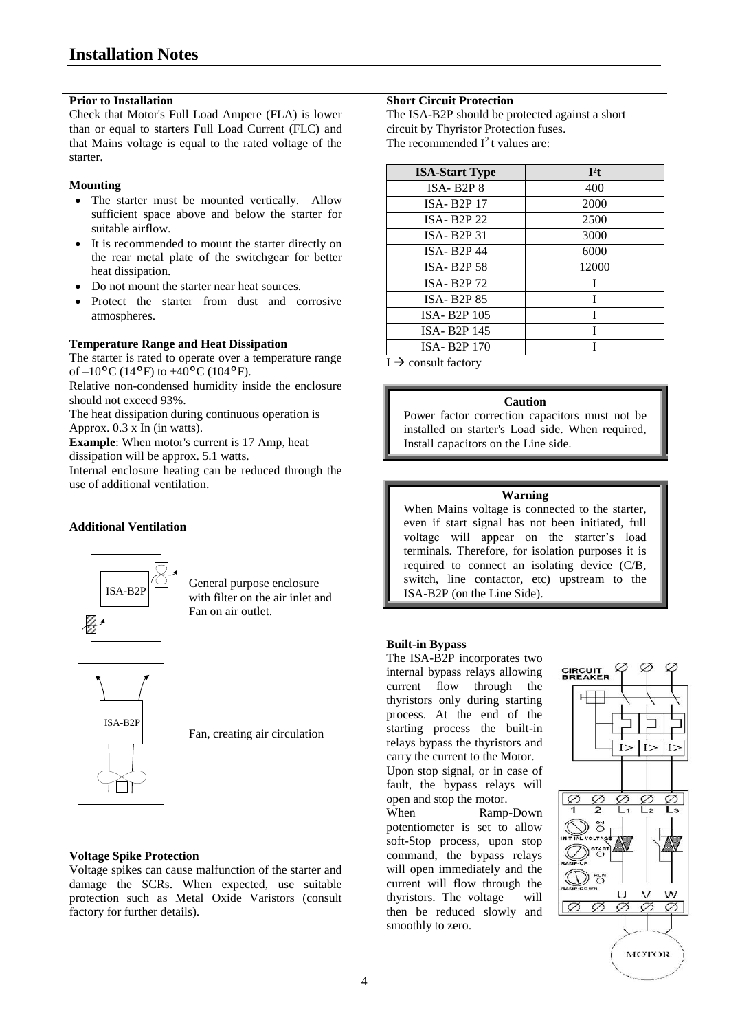# Installation Notes

### Prior to Installation

Check that Motor's Full Load Ampere (FLA) is lower than or equal to starters Full Load Current (FLC) and that Mains voltage is equal to the rated voltage of the starter.

### Mounting

- The starter must be mounted vertically. Allow sufficient space above and below the starter for suitable airflow.
- It is recommended to mount the starter directly on the rear metal plate of the switchgear for better heat dissipation.
- Do not mount the starter near heat sources.
- Protect the starter from dust and corrosive atmospheres.

### Temperature Range and Heat Dissipation

The starter is rated to operate over a temperature range of –10°C (14°F) to +40°C (104°F).

Relative non-condensed humidity inside the enclosure should not exceed 93%.

The heat dissipation during continuous operation is Approx. 0.3 x In (in watts).

**Example**: When motor's current is 17 Amp, heat dissipation will be approx. 5.1 watts.

Internal enclosure heating can be reduced through the use of additional ventilation.

### Additional Ventilation

ISA-B2P

General purpose enclosure with filter on the air inlet and Fan on air outlet.

ISA-B2P

Fan, creating air circulation

### Voltage Spike Protection

Voltage spikes can cause malfunction of the starter and damage the SCRs. When expected, use suitable protection such as Metal Oxide Varistors (consult factory for further details).

### Short Circuit Protection

The ISA-B2P should be protected against a short circuit by Thyristor Protection fuses.

The recommended $I^2t$ values are:

| ISA-Start Type | $I^2t$ |
|---|---|
| ISA- B2P 8 | 400 |
| ISA- B2P 17 | 2000 |
| ISA- B2P 22 | 2500 |
| ISA- B2P 31 | 3000 |
| ISA- B2P 44 | 6000 |
| ISA- B2P 58 | 12000 |
| ISA- B2P 72 | I |
| ISA- B2P 85 | I |
| ISA- B2P 105 | I |
| ISA- B2P 145 | I |
| ISA- B2P 170 | I |

I → consult factory

> **Caution**
>
> Power factor correction capacitors must not be installed on starter's Load side. When required, Install capacitors on the Line side.

> **Warning**
>
> When Mains voltage is connected to the starter, even if start signal has not been initiated, full voltage will appear on the starter's load terminals. Therefore, for isolation purposes it is required to connect an isolating device (C/B, switch, line contactor, etc) upstream to the ISA-B2P (on the Line Side).

### Built-in Bypass

The ISA-B2P incorporates two internal bypass relays allowing current flow through the thyristors only during starting process. At the end of the starting process the built-in relays bypass the thyristors and carry the current to the Motor.

Upon stop signal, or in case of fault, the bypass relays will open and stop the motor.

When Ramp-Down potentiometer is set to allow soft-Stop process, upon stop command, the bypass relays will open immediately and the current will flow through the thyristors. The voltage will then be reduced slowly and smoothly to zero.

CIRCUIT BREAKER

1 2 L1 L2 L3

ON, INITIAL VOLTAGE, START, RAMP-UP, RUN, RAMP-DOWN

U V W

MOTOR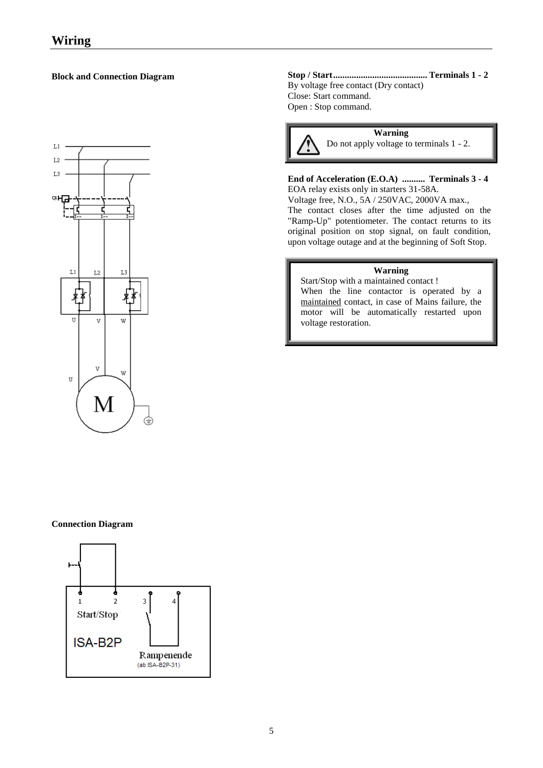# Wiring

**Block and Connection Diagram**

**Stop / Start......................................... Terminals 1 - 2**
By voltage free contact (Dry contact)
Close: Start command.
Open : Stop command.

> **Warning**
> Do not apply voltage to terminals 1 - 2.

**End of Acceleration (E.O.A) .......... Terminals 3 - 4**
EOA relay exists only in starters 31-58A.
Voltage free, N.O., 5A / 250VAC, 2000VA max.,
The contact closes after the time adjusted on the "Ramp-Up" potentiometer. The contact returns to its original position on stop signal, on fault condition, upon voltage outage and at the beginning of Soft Stop.

> **Warning**
> Start/Stop with a maintained contact !
> When the line contactor is operated by a maintained contact, in case of Mains failure, the motor will be automatically restarted upon voltage restoration.

**Connection Diagram**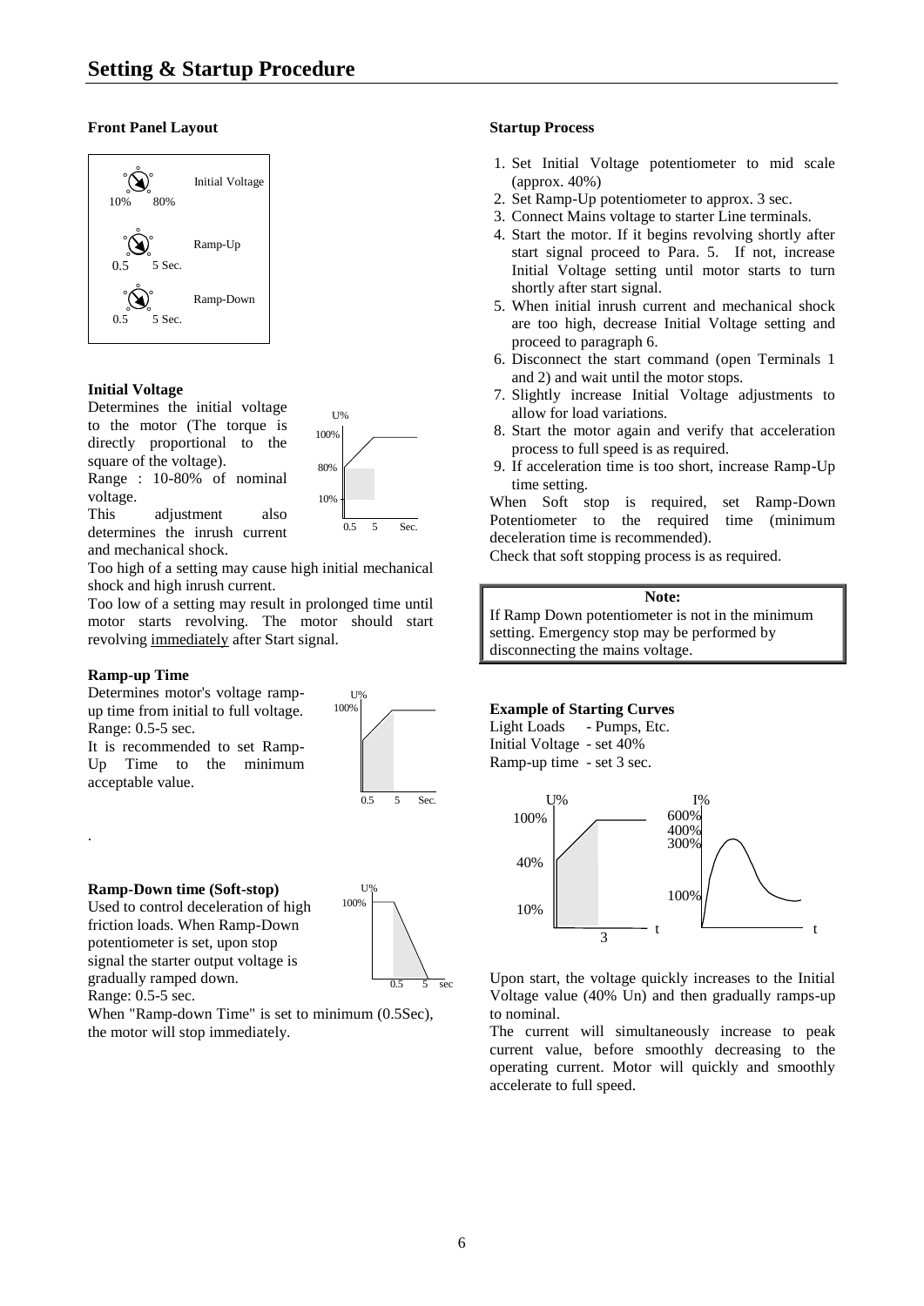# Setting & Startup Procedure

### Front Panel Layout

Initial Voltage: 10% – 80%

Ramp-Up: 0.5 – 5 Sec.

Ramp-Down: 0.5 – 5 Sec.

### Initial Voltage

Determines the initial voltage to the motor (The torque is directly proportional to the square of the voltage).

Range : 10-80% of nominal voltage.

This adjustment also determines the inrush current and mechanical shock.

Too high of a setting may cause high initial mechanical shock and high inrush current.

Too low of a setting may result in prolonged time until motor starts revolving. The motor should start revolving immediately after Start signal.

### Ramp-up Time

Determines motor's voltage ramp-up time from initial to full voltage.

Range: 0.5-5 sec.

It is recommended to set Ramp-Up Time to the minimum acceptable value.

### Ramp-Down time (Soft-stop)

Used to control deceleration of high friction loads. When Ramp-Down potentiometer is set, upon stop signal the starter output voltage is gradually ramped down.

Range: 0.5-5 sec.

When "Ramp-down Time" is set to minimum (0.5Sec), the motor will stop immediately.

### Startup Process

1. Set Initial Voltage potentiometer to mid scale (approx. 40%)
2. Set Ramp-Up potentiometer to approx. 3 sec.
3. Connect Mains voltage to starter Line terminals.
4. Start the motor. If it begins revolving shortly after start signal proceed to Para. 5. If not, increase Initial Voltage setting until motor starts to turn shortly after start signal.
5. When initial inrush current and mechanical shock are too high, decrease Initial Voltage setting and proceed to paragraph 6.
6. Disconnect the start command (open Terminals 1 and 2) and wait until the motor stops.
7. Slightly increase Initial Voltage adjustments to allow for load variations.
8. Start the motor again and verify that acceleration process to full speed is as required.
9. If acceleration time is too short, increase Ramp-Up time setting.

When Soft stop is required, set Ramp-Down Potentiometer to the required time (minimum deceleration time is recommended).

Check that soft stopping process is as required.

> **Note:**
> If Ramp Down potentiometer is not in the minimum setting. Emergency stop may be performed by disconnecting the mains voltage.

### Example of Starting Curves

Light Loads - Pumps, Etc.
Initial Voltage - set 40%
Ramp-up time - set 3 sec.

Upon start, the voltage quickly increases to the Initial Voltage value (40% Un) and then gradually ramps-up to nominal.

The current will simultaneously increase to peak current value, before smoothly decreasing to the operating current. Motor will quickly and smoothly accelerate to full speed.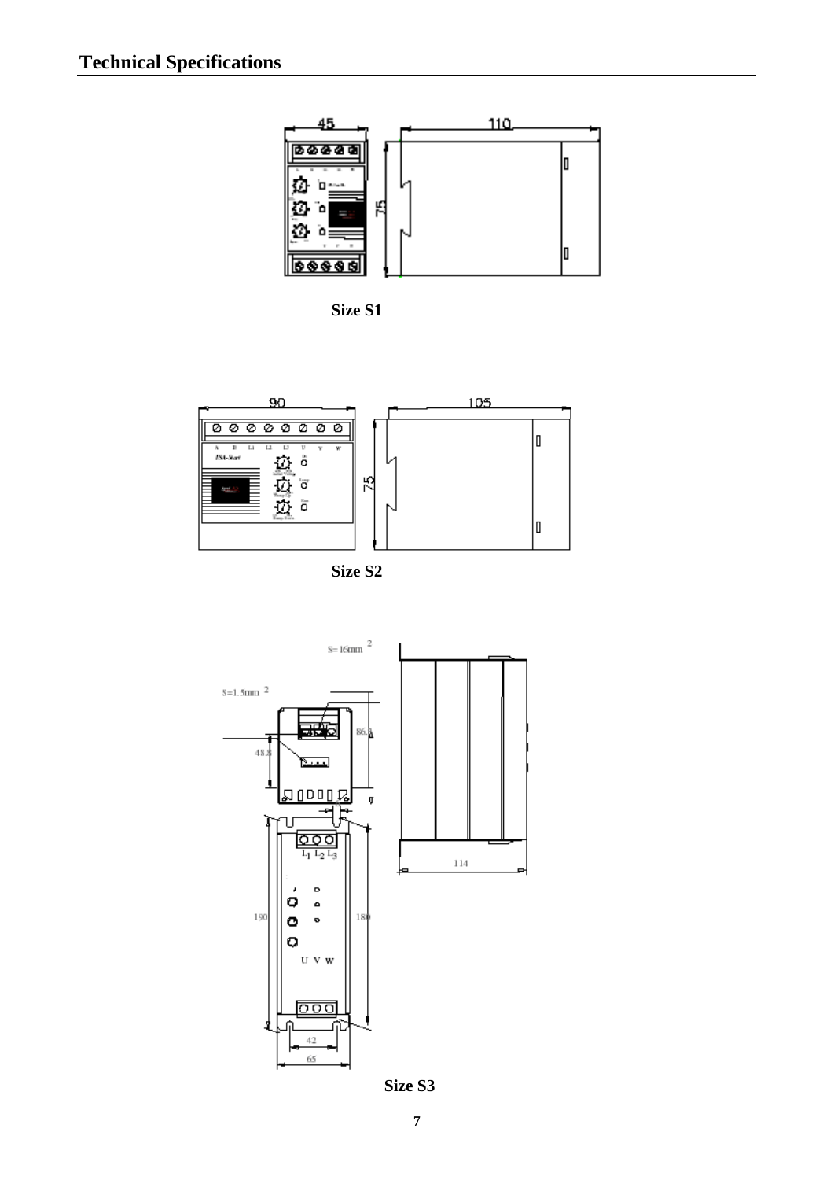## Technical Specifications

**Size S1**

**Size S2**

**Size S3**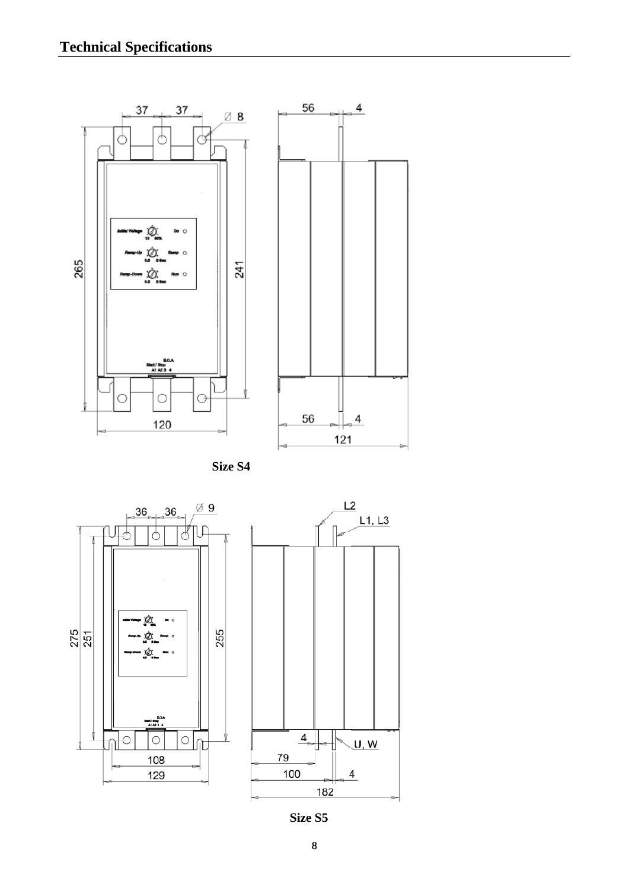## Technical Specifications

**Size S4**

**Size S5**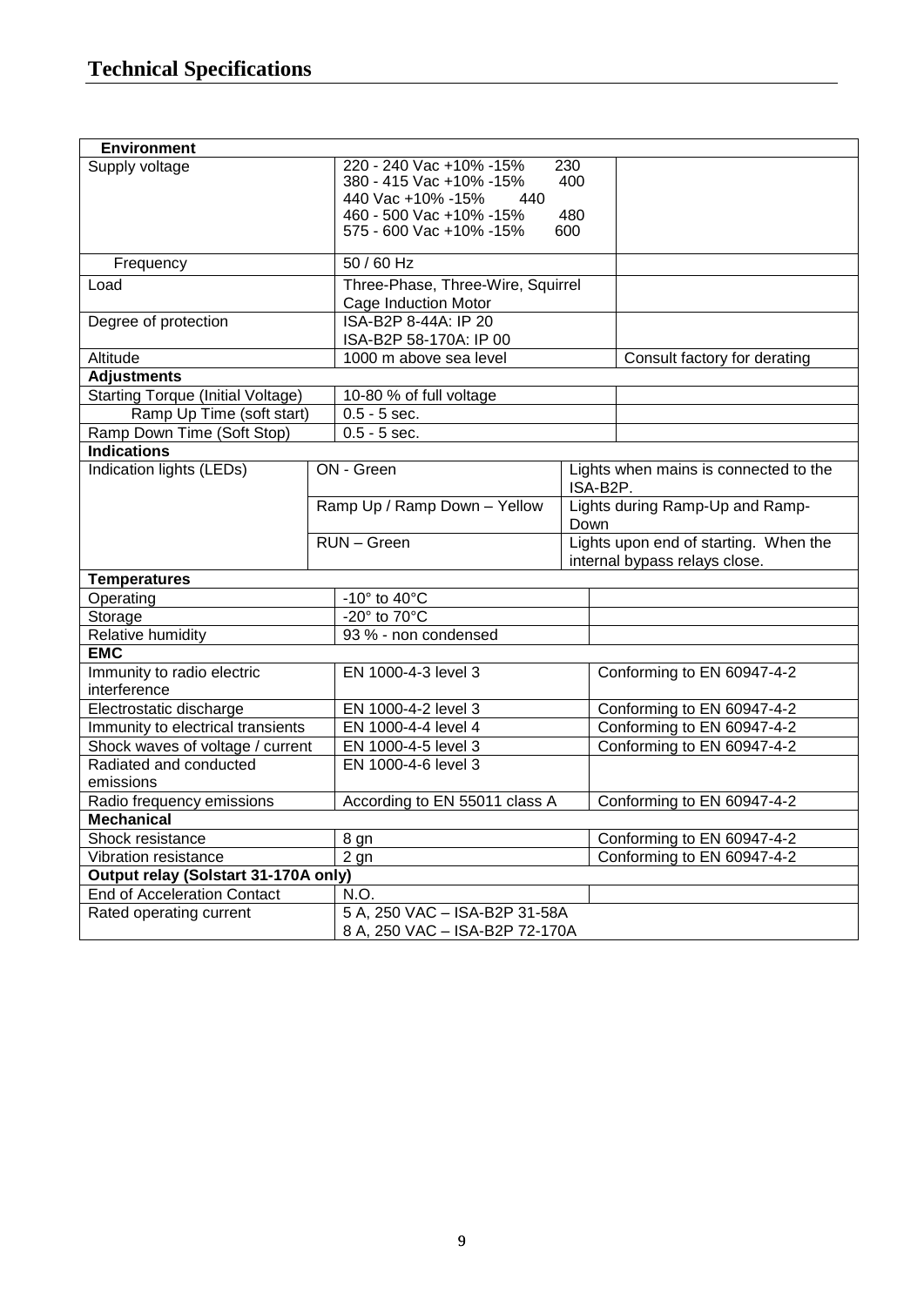# Technical Specifications

| Environment | | |
|---|---|---|
| Supply voltage | 220 - 240 Vac +10% -15% 230<br>380 - 415 Vac +10% -15% 400<br>440 Vac +10% -15% 440<br>460 - 500 Vac +10% -15% 480<br>575 - 600 Vac +10% -15% 600 | |
| Frequency | 50 / 60 Hz | |
| Load | Three-Phase, Three-Wire, Squirrel Cage Induction Motor | |
| Degree of protection | ISA-B2P 8-44A: IP 20<br>ISA-B2P 58-170A: IP 00 | |
| Altitude | 1000 m above sea level | Consult factory for derating |
| **Adjustments** | | |
| Starting Torque (Initial Voltage) | 10-80 % of full voltage | |
| Ramp Up Time (soft start) | 0.5 - 5 sec. | |
| Ramp Down Time (Soft Stop) | 0.5 - 5 sec. | |
| **Indications** | | |
| Indication lights (LEDs) | ON - Green | Lights when mains is connected to the ISA-B2P. |
| | Ramp Up / Ramp Down – Yellow | Lights during Ramp-Up and Ramp-Down |
| | RUN – Green | Lights upon end of starting. When the internal bypass relays close. |
| **Temperatures** | | |
| Operating | -10° to 40°C | |
| Storage | -20° to 70°C | |
| Relative humidity | 93 % - non condensed | |
| **EMC** | | |
| Immunity to radio electric interference | EN 1000-4-3 level 3 | Conforming to EN 60947-4-2 |
| Electrostatic discharge | EN 1000-4-2 level 3 | Conforming to EN 60947-4-2 |
| Immunity to electrical transients | EN 1000-4-4 level 4 | Conforming to EN 60947-4-2 |
| Shock waves of voltage / current | EN 1000-4-5 level 3 | Conforming to EN 60947-4-2 |
| Radiated and conducted emissions | EN 1000-4-6 level 3 | |
| Radio frequency emissions | According to EN 55011 class A | Conforming to EN 60947-4-2 |
| **Mechanical** | | |
| Shock resistance | 8 gn | Conforming to EN 60947-4-2 |
| Vibration resistance | 2 gn | Conforming to EN 60947-4-2 |
| **Output relay (Solstart 31-170A only)** | | |
| End of Acceleration Contact | N.O. | |
| Rated operating current | 5 A, 250 VAC – ISA-B2P 31-58A<br>8 A, 250 VAC – ISA-B2P 72-170A | |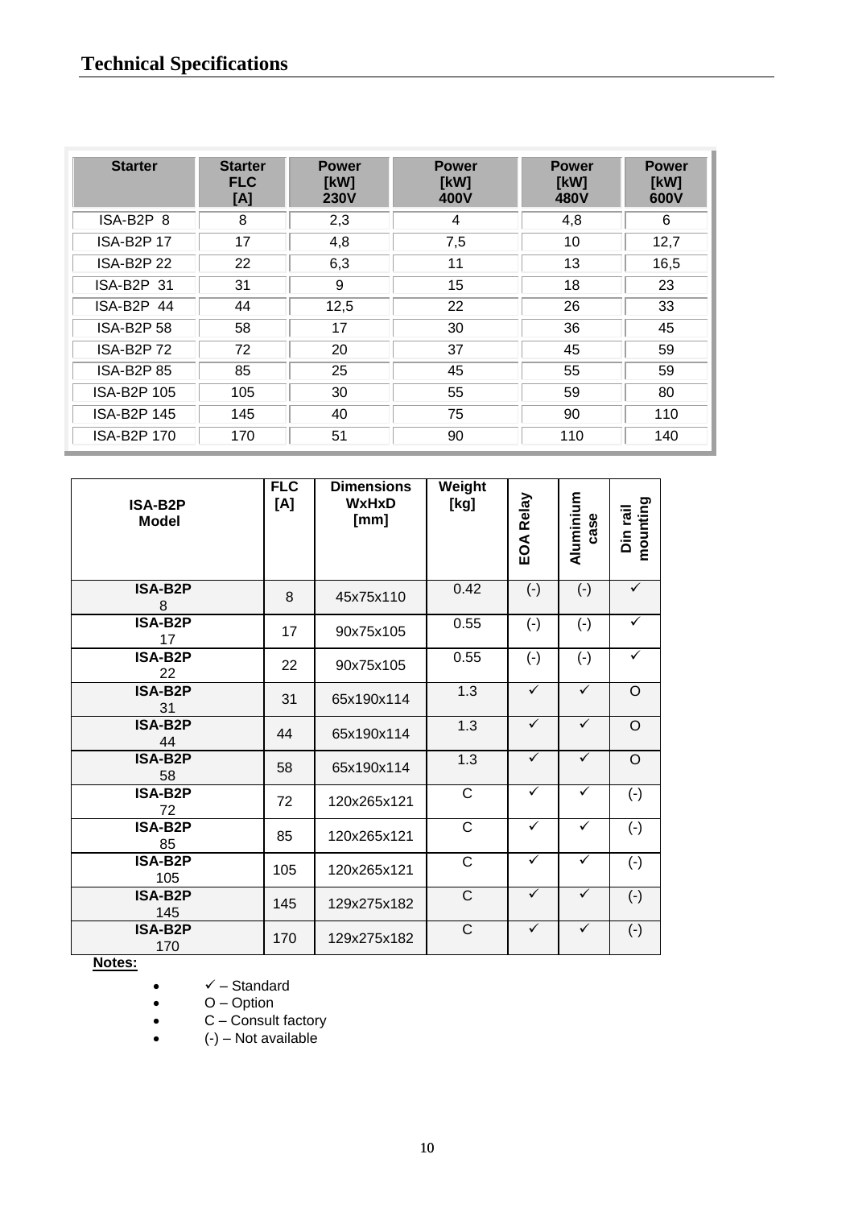## Technical Specifications

| Starter | Starter FLC [A] | Power [kW] 230V | Power [kW] 400V | Power [kW] 480V | Power [kW] 600V |
|---|---|---|---|---|---|
| ISA-B2P 8 | 8 | 2,3 | 4 | 4,8 | 6 |
| ISA-B2P 17 | 17 | 4,8 | 7,5 | 10 | 12,7 |
| ISA-B2P 22 | 22 | 6,3 | 11 | 13 | 16,5 |
| ISA-B2P 31 | 31 | 9 | 15 | 18 | 23 |
| ISA-B2P 44 | 44 | 12,5 | 22 | 26 | 33 |
| ISA-B2P 58 | 58 | 17 | 30 | 36 | 45 |
| ISA-B2P 72 | 72 | 20 | 37 | 45 | 59 |
| ISA-B2P 85 | 85 | 25 | 45 | 55 | 59 |
| ISA-B2P 105 | 105 | 30 | 55 | 59 | 80 |
| ISA-B2P 145 | 145 | 40 | 75 | 90 | 110 |
| ISA-B2P 170 | 170 | 51 | 90 | 110 | 140 |

| ISA-B2P Model | FLC [A] | Dimensions WxHxD [mm] | Weight [kg] | EOA Relay | Aluminium case | Din rail mounting |
|---|---|---|---|---|---|---|
| **ISA-B2P** 8 | 8 | 45x75x110 | 0.42 | (-) | (-) | ✓ |
| **ISA-B2P** 17 | 17 | 90x75x105 | 0.55 | (-) | (-) | ✓ |
| **ISA-B2P** 22 | 22 | 90x75x105 | 0.55 | (-) | (-) | ✓ |
| **ISA-B2P** 31 | 31 | 65x190x114 | 1.3 | ✓ | ✓ | O |
| **ISA-B2P** 44 | 44 | 65x190x114 | 1.3 | ✓ | ✓ | O |
| **ISA-B2P** 58 | 58 | 65x190x114 | 1.3 | ✓ | ✓ | O |
| **ISA-B2P** 72 | 72 | 120x265x121 | C | ✓ | ✓ | (-) |
| **ISA-B2P** 85 | 85 | 120x265x121 | C | ✓ | ✓ | (-) |
| **ISA-B2P** 105 | 105 | 120x265x121 | C | ✓ | ✓ | (-) |
| **ISA-B2P** 145 | 145 | 129x275x182 | C | ✓ | ✓ | (-) |
| **ISA-B2P** 170 | 170 | 129x275x182 | C | ✓ | ✓ | (-) |

**Notes:**

- ✓ – Standard
- O – Option
- C – Consult factory
- (-) – Not available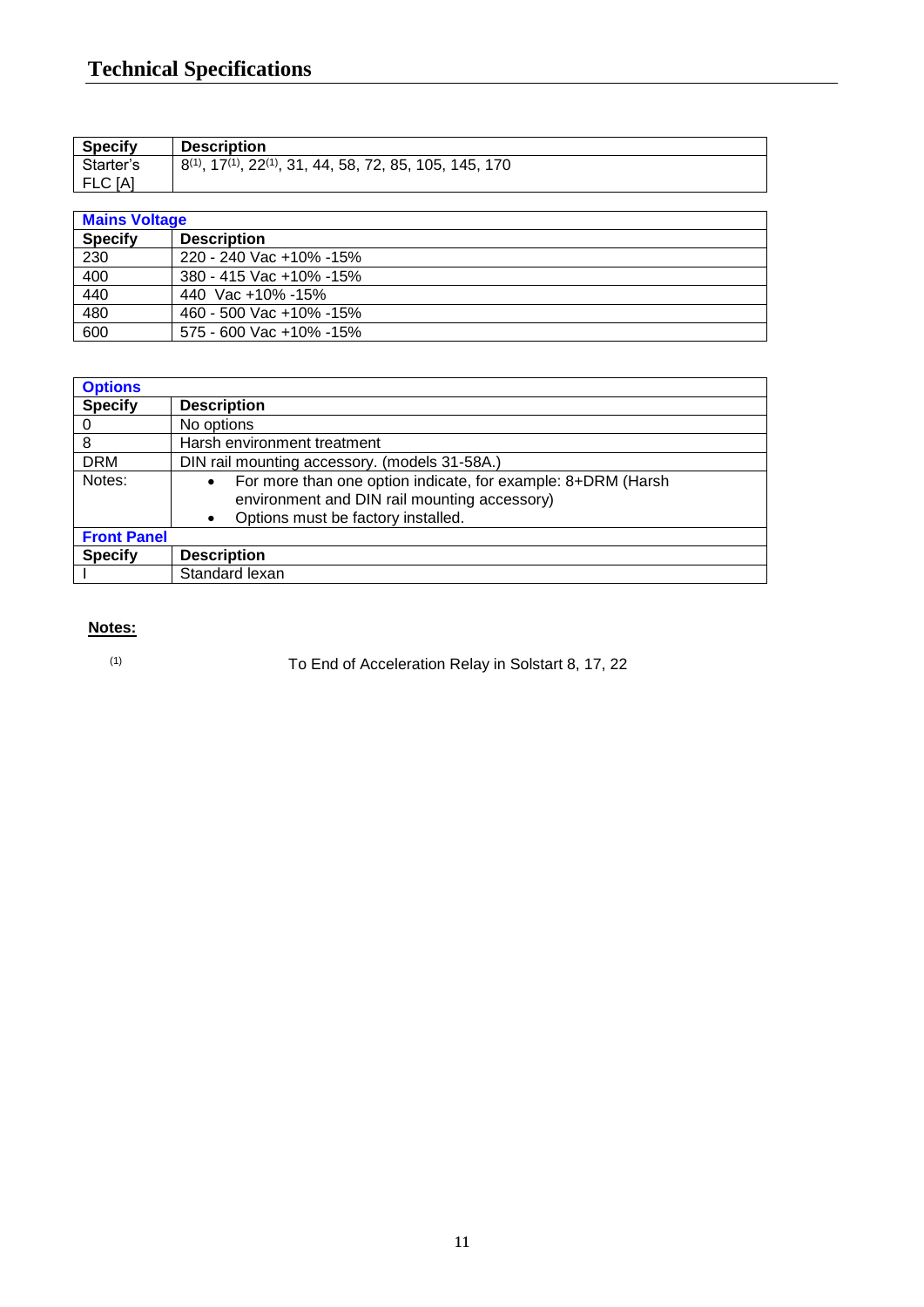# Technical Specifications

| Specify | Description |
|---|---|
| Starter's FLC [A] | 8[1], 17[1], 22[1], 31, 44, 58, 72, 85, 105, 145, 170 |

| Mains Voltage | |
|---|---|
| **Specify** | **Description** |
| 230 | 220 - 240 Vac +10% -15% |
| 400 | 380 - 415 Vac +10% -15% |
| 440 | 440  Vac +10% -15% |
| 480 | 460 - 500 Vac +10% -15% |
| 600 | 575 - 600 Vac +10% -15% |

| Options | |
|---|---|
| **Specify** | **Description** |
| 0 | No options |
| 8 | Harsh environment treatment |
| DRM | DIN rail mounting accessory. (models 31-58A.) |
| Notes: | • For more than one option indicate, for example: 8+DRM (Harsh environment and DIN rail mounting accessory)<br>• Options must be factory installed. |
| **Front Panel** | |
| **Specify** | **Description** |
| I | Standard lexan |

**Notes:**

[1] To End of Acceleration Relay in Solstart 8, 17, 22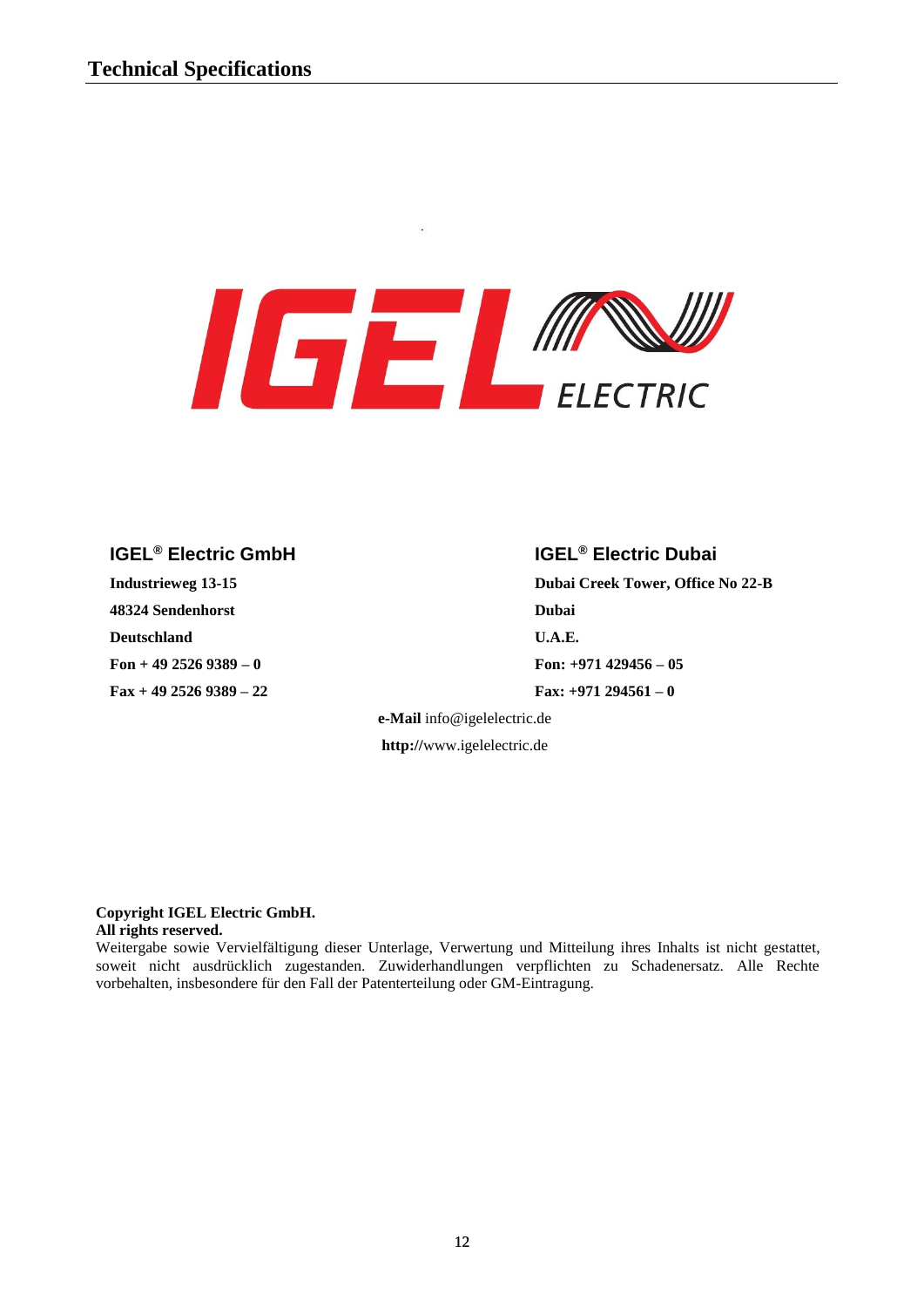## Technical Specifications

### IGEL® Electric GmbH

**Industrieweg 13-15**

**48324 Sendenhorst**

**Deutschland**

**Fon + 49 2526 9389 – 0**

**Fax + 49 2526 9389 – 22**

### IGEL® Electric Dubai

**Dubai Creek Tower, Office No 22-B**

**Dubai**

**U.A.E.**

**Fon: +971 429456 – 05**

**Fax: +971 294561 – 0**

**e-Mail** info@igelelectric.de

**http://**www.igelelectric.de

**Copyright IGEL Electric GmbH.**
**All rights reserved.**
Weitergabe sowie Vervielfältigung dieser Unterlage, Verwertung und Mitteilung ihres Inhalts ist nicht gestattet, soweit nicht ausdrücklich zugestanden. Zuwiderhandlungen verpflichten zu Schadenersatz. Alle Rechte vorbehalten, insbesondere für den Fall der Patenterteilung oder GM-Eintragung.